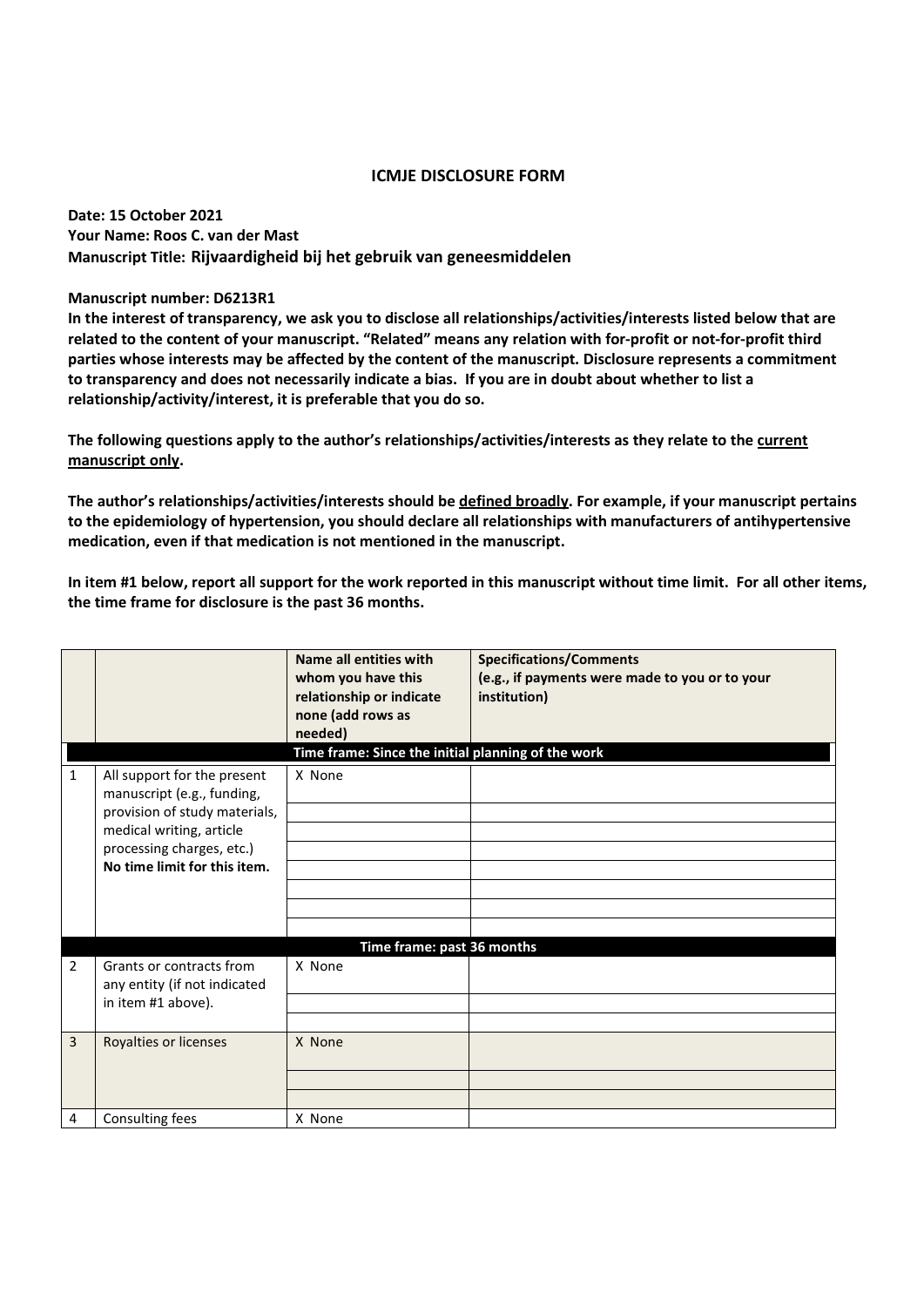# ICMJE DISCLOSURE FORM

**Date: 15 October 2021**
**Your Name: Roos C. van der Mast**
**Manuscript Title: Rijvaardigheid bij het gebruik van geneesmiddelen**

**Manuscript number: D6213R1**

**In the interest of transparency, we ask you to disclose all relationships/activities/interests listed below that are related to the content of your manuscript. "Related" means any relation with for-profit or not-for-profit third parties whose interests may be affected by the content of the manuscript. Disclosure represents a commitment to transparency and does not necessarily indicate a bias. If you are in doubt about whether to list a relationship/activity/interest, it is preferable that you do so.**

**The following questions apply to the author's relationships/activities/interests as they relate to the current manuscript only.**

**The author's relationships/activities/interests should be defined broadly. For example, if your manuscript pertains to the epidemiology of hypertension, you should declare all relationships with manufacturers of antihypertensive medication, even if that medication is not mentioned in the manuscript.**

**In item #1 below, report all support for the work reported in this manuscript without time limit. For all other items, the time frame for disclosure is the past 36 months.**

| | | Name all entities with whom you have this relationship or indicate none (add rows as needed) | Specifications/Comments (e.g., if payments were made to you or to your institution) |
|---|---|---|---|
| | | **Time frame: Since the initial planning of the work** | |
| 1 | All support for the present manuscript (e.g., funding, provision of study materials, medical writing, article processing charges, etc.) **No time limit for this item.** | X None | |
| | | | |
| | | | |
| | | | |
| | | | |
| | | | |
| | | | |
| | | | |
| | | **Time frame: past 36 months** | |
| 2 | Grants or contracts from any entity (if not indicated in item #1 above). | X None | |
| | | | |
| | | | |
| 3 | Royalties or licenses | X None | |
| | | | |
| | | | |
| 4 | Consulting fees | X None | |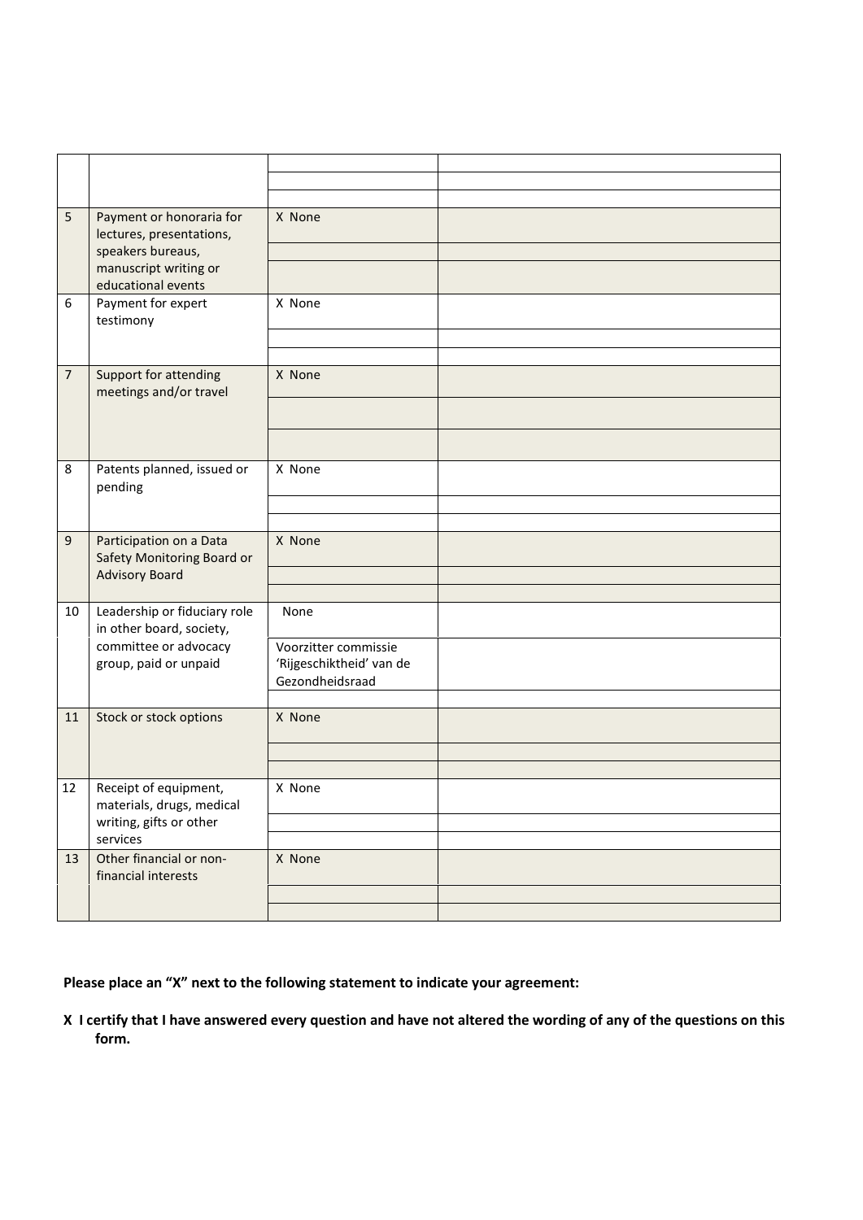| | | | |
|---|---|---|---|
| | | | |
| | | | |
| | | | |
| 5 | Payment or honoraria for lectures, presentations, speakers bureaus, manuscript writing or educational events | X None | |
| | | | |
| | | | |
| 6 | Payment for expert testimony | X None | |
| | | | |
| | | | |
| 7 | Support for attending meetings and/or travel | X None | |
| | | | |
| | | | |
| 8 | Patents planned, issued or pending | X None | |
| | | | |
| | | | |
| 9 | Participation on a Data Safety Monitoring Board or Advisory Board | X None | |
| | | | |
| | | | |
| 10 | Leadership or fiduciary role in other board, society, committee or advocacy group, paid or unpaid | None | |
| | | Voorzitter commissie 'Rijgeschiktheid' van de Gezondheidsraad | |
| | | | |
| 11 | Stock or stock options | X None | |
| | | | |
| | | | |
| 12 | Receipt of equipment, materials, drugs, medical writing, gifts or other services | X None | |
| | | | |
| | | | |
| 13 | Other financial or non-financial interests | X None | |
| | | | |
| | | | |

**Please place an "X" next to the following statement to indicate your agreement:**

**X I certify that I have answered every question and have not altered the wording of any of the questions on this form.**